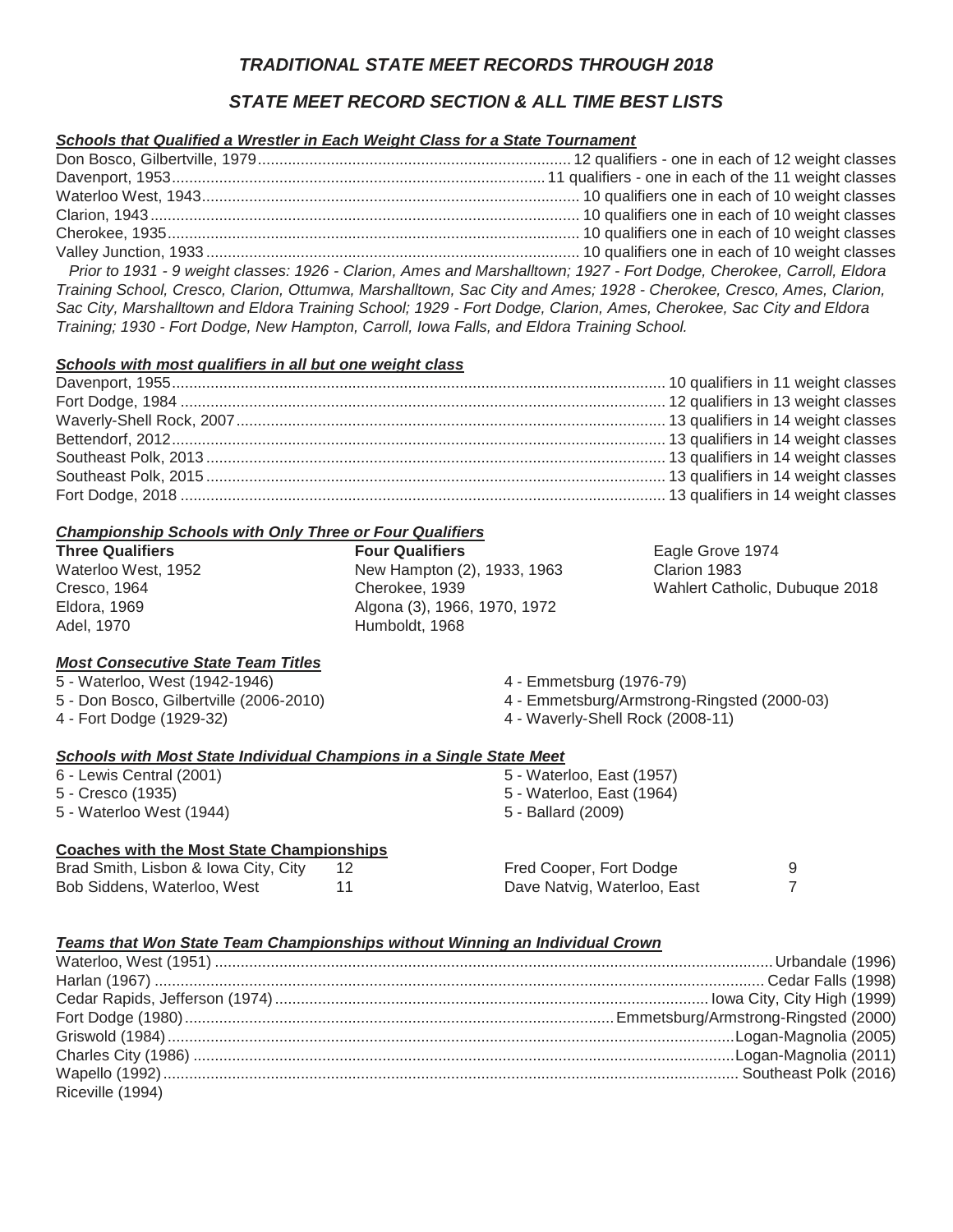# *TRADITIONAL STATE MEET RECORDS THROUGH 2018*

## *STATE MEET RECORD SECTION & ALL TIME BEST LISTS*

### *Schools that Qualified a Wrestler in Each Weight Class for a State Tournament*

| School | Qualifiers |
|---|---|
| Don Bosco, Gilbertville, 1979 | 12 qualifiers - one in each of 12 weight classes |
| Davenport, 1953 | 11 qualifiers - one in each of the 11 weight classes |
| Waterloo West, 1943 | 10 qualifiers one in each of 10 weight classes |
| Clarion, 1943 | 10 qualifiers one in each of 10 weight classes |
| Cherokee, 1935 | 10 qualifiers one in each of 10 weight classes |
| Valley Junction, 1933 | 10 qualifiers one in each of 10 weight classes |

*Prior to 1931 - 9 weight classes: 1926 - Clarion, Ames and Marshalltown; 1927 - Fort Dodge, Cherokee, Carroll, Eldora Training School, Cresco, Clarion, Ottumwa, Marshalltown, Sac City and Ames; 1928 - Cherokee, Cresco, Ames, Clarion, Sac City, Marshalltown and Eldora Training School; 1929 - Fort Dodge, Clarion, Ames, Cherokee, Sac City and Eldora Training; 1930 - Fort Dodge, New Hampton, Carroll, Iowa Falls, and Eldora Training School.*

### *Schools with most qualifiers in all but one weight class*

| School | Qualifiers |
|---|---|
| Davenport, 1955 | 10 qualifiers in 11 weight classes |
| Fort Dodge, 1984 | 12 qualifiers in 13 weight classes |
| Waverly-Shell Rock, 2007 | 13 qualifiers in 14 weight classes |
| Bettendorf, 2012 | 13 qualifiers in 14 weight classes |
| Southeast Polk, 2013 | 13 qualifiers in 14 weight classes |
| Southeast Polk, 2015 | 13 qualifiers in 14 weight classes |
| Fort Dodge, 2018 | 13 qualifiers in 14 weight classes |

### *Championship Schools with Only Three or Four Qualifiers*

**Three Qualifiers**
- Waterloo West, 1952
- Cresco, 1964
- Eldora, 1969
- Adel, 1970

**Four Qualifiers**
- New Hampton (2), 1933, 1963
- Cherokee, 1939
- Algona (3), 1966, 1970, 1972
- Humboldt, 1968
- Eagle Grove 1974
- Clarion 1983
- Wahlert Catholic, Dubuque 2018

### *Most Consecutive State Team Titles*

- 5 - Waterloo, West (1942-1946)
- 5 - Don Bosco, Gilbertville (2006-2010)
- 4 - Fort Dodge (1929-32)
- 4 - Emmetsburg (1976-79)
- 4 - Emmetsburg/Armstrong-Ringsted (2000-03)
- 4 - Waverly-Shell Rock (2008-11)

### *Schools with Most State Individual Champions in a Single State Meet*

- 6 - Lewis Central (2001)
- 5 - Cresco (1935)
- 5 - Waterloo West (1944)
- 5 - Waterloo, East (1957)
- 5 - Waterloo, East (1964)
- 5 - Ballard (2009)

### Coaches with the Most State Championships

| Coach | Championships |
|---|---|
| Brad Smith, Lisbon & Iowa City, City | 12 |
| Bob Siddens, Waterloo, West | 11 |
| Fred Cooper, Fort Dodge | 9 |
| Dave Natvig, Waterloo, East | 7 |

### *Teams that Won State Team Championships without Winning an Individual Crown*

- Waterloo, West (1951)
- Harlan (1967)
- Cedar Rapids, Jefferson (1974)
- Fort Dodge (1980)
- Griswold (1984)
- Charles City (1986)
- Wapello (1992)
- Riceville (1994)
- Urbandale (1996)
- Cedar Falls (1998)
- Iowa City, City High (1999)
- Emmetsburg/Armstrong-Ringsted (2000)
- Logan-Magnolia (2005)
- Logan-Magnolia (2011)
- Southeast Polk (2016)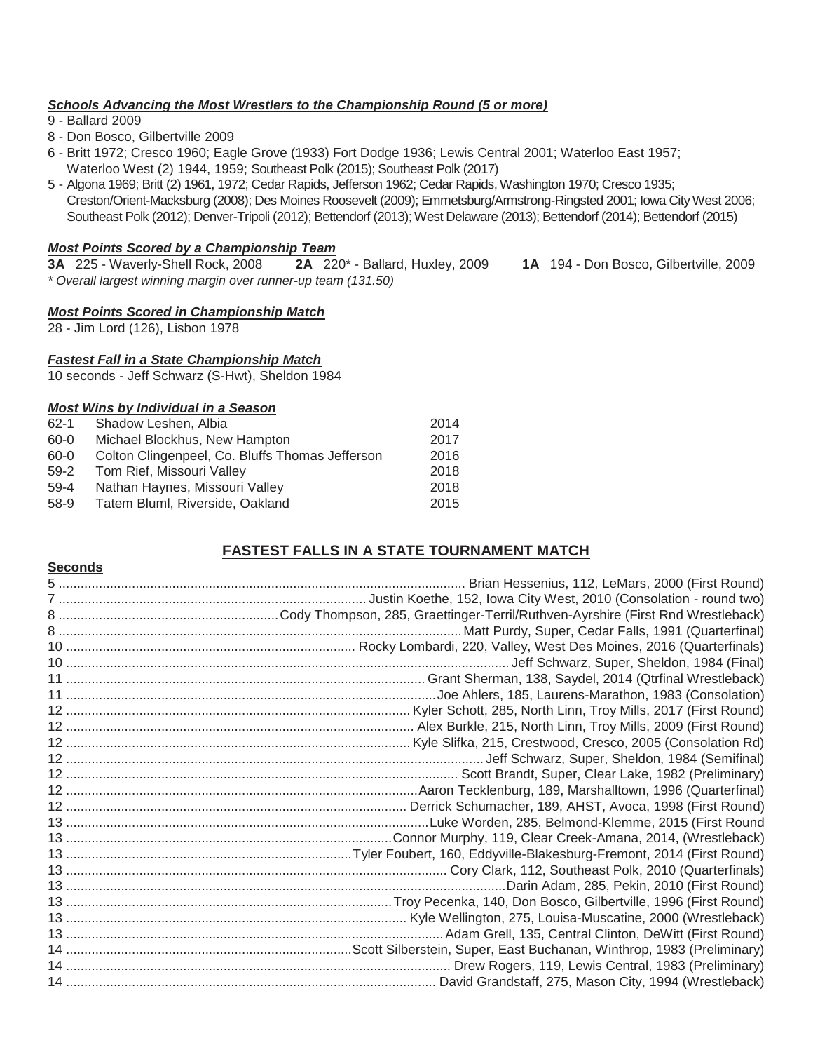### ***Schools Advancing the Most Wrestlers to the Championship Round (5 or more)***

9 - Ballard 2009
8 - Don Bosco, Gilbertville 2009
6 - Britt 1972; Cresco 1960; Eagle Grove (1933) Fort Dodge 1936; Lewis Central 2001; Waterloo East 1957; Waterloo West (2) 1944, 1959; Southeast Polk (2015); Southeast Polk (2017)
5 - Algona 1969; Britt (2) 1961, 1972; Cedar Rapids, Jefferson 1962; Cedar Rapids, Washington 1970; Cresco 1935; Creston/Orient-Macksburg (2008); Des Moines Roosevelt (2009); Emmetsburg/Armstrong-Ringsted 2001; Iowa City West 2006; Southeast Polk (2012); Denver-Tripoli (2012); Bettendorf (2013); West Delaware (2013); Bettendorf (2014); Bettendorf (2015)

### ***Most Points Scored by a Championship Team***

**3A** 225 - Waverly-Shell Rock, 2008 **2A** 220* - Ballard, Huxley, 2009 **1A** 194 - Don Bosco, Gilbertville, 2009

*\* Overall largest winning margin over runner-up team (131.50)*

### ***Most Points Scored in Championship Match***

28 - Jim Lord (126), Lisbon 1978

### ***Fastest Fall in a State Championship Match***

10 seconds - Jeff Schwarz (S-Hwt), Sheldon 1984

### ***Most Wins by Individual in a Season***

| | | |
|---|---|---|
| 62-1 | Shadow Leshen, Albia | 2014 |
| 60-0 | Michael Blockhus, New Hampton | 2017 |
| 60-0 | Colton Clingenpeel, Co. Bluffs Thomas Jefferson | 2016 |
| 59-2 | Tom Rief, Missouri Valley | 2018 |
| 59-4 | Nathan Haynes, Missouri Valley | 2018 |
| 58-9 | Tatem Bluml, Riverside, Oakland | 2015 |

## FASTEST FALLS IN A STATE TOURNAMENT MATCH

| Seconds | |
|---|---|
| 5 | Brian Hessenius, 112, LeMars, 2000 (First Round) |
| 7 | Justin Koethe, 152, Iowa City West, 2010 (Consolation - round two) |
| 8 | Cody Thompson, 285, Graettinger-Terril/Ruthven-Ayrshire (First Rnd Wrestleback) |
| 8 | Matt Purdy, Super, Cedar Falls, 1991 (Quarterfinal) |
| 10 | Rocky Lombardi, 220, Valley, West Des Moines, 2016 (Quarterfinals) |
| 10 | Jeff Schwarz, Super, Sheldon, 1984 (Final) |
| 11 | Grant Sherman, 138, Saydel, 2014 (Qtrfinal Wrestleback) |
| 11 | Joe Ahlers, 185, Laurens-Marathon, 1983 (Consolation) |
| 12 | Kyler Schott, 285, North Linn, Troy Mills, 2017 (First Round) |
| 12 | Alex Burkle, 215, North Linn, Troy Mills, 2009 (First Round) |
| 12 | Kyle Slifka, 215, Crestwood, Cresco, 2005 (Consolation Rd) |
| 12 | Jeff Schwarz, Super, Sheldon, 1984 (Semifinal) |
| 12 | Scott Brandt, Super, Clear Lake, 1982 (Preliminary) |
| 12 | Aaron Tecklenburg, 189, Marshalltown, 1996 (Quarterfinal) |
| 12 | Derrick Schumacher, 189, AHST, Avoca, 1998 (First Round) |
| 13 | Luke Worden, 285, Belmond-Klemme, 2015 (First Round |
| 13 | Connor Murphy, 119, Clear Creek-Amana, 2014, (Wrestleback) |
| 13 | Tyler Foubert, 160, Eddyville-Blakesburg-Fremont, 2014 (First Round) |
| 13 | Cory Clark, 112, Southeast Polk, 2010 (Quarterfinals) |
| 13 | Darin Adam, 285, Pekin, 2010 (First Round) |
| 13 | Troy Pecenka, 140, Don Bosco, Gilbertville, 1996 (First Round) |
| 13 | Kyle Wellington, 275, Louisa-Muscatine, 2000 (Wrestleback) |
| 13 | Adam Grell, 135, Central Clinton, DeWitt (First Round) |
| 14 | Scott Silberstein, Super, East Buchanan, Winthrop, 1983 (Preliminary) |
| 14 | Drew Rogers, 119, Lewis Central, 1983 (Preliminary) |
| 14 | David Grandstaff, 275, Mason City, 1994 (Wrestleback) |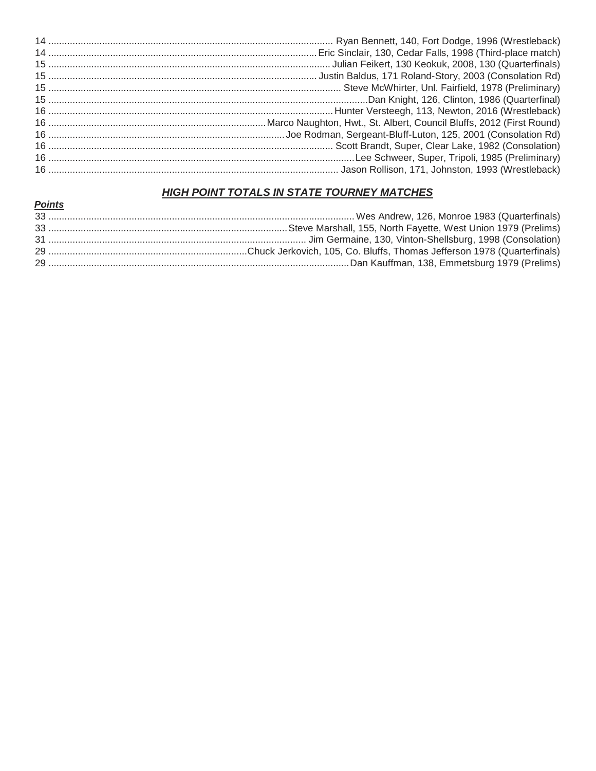14 ........................................................................................................ Ryan Bennett, 140, Fort Dodge, 1996 (Wrestleback)
14 ..................................................................................................Eric Sinclair, 130, Cedar Falls, 1998 (Third-place match)
15 ......................................................................................................Julian Feikert, 130 Keokuk, 2008, 130 (Quarterfinals)
15 .................................................................................................. Justin Baldus, 171 Roland-Story, 2003 (Consolation Rd)
15 ............................................................................................................ Steve McWhirter, Unl. Fairfield, 1978 (Preliminary)
15 ..........................................................................................................................Dan Knight, 126, Clinton, 1986 (Quarterfinal)
16 .........................................................................................................Hunter Versteegh, 113, Newton, 2016 (Wrestleback)
16 ...............................................................................Marco Naughton, Hwt., St. Albert, Council Bluffs, 2012 (First Round)
16 ........................................................................................Joe Rodman, Sergeant-Bluff-Luton, 125, 2001 (Consolation Rd)
16 .......................................................................................................... Scott Brandt, Super, Clear Lake, 1982 (Consolation)
16 ................................................................................................................Lee Schweer, Super, Tripoli, 1985 (Preliminary)
16 ............................................................................................................ Jason Rollison, 171, Johnston, 1993 (Wrestleback)

## ***HIGH POINT TOTALS IN STATE TOURNEY MATCHES***

***Points***

33 ................................................................................................................. Wes Andrew, 126, Monroe 1983 (Quarterfinals)
33 .........................................................................................Steve Marshall, 155, North Fayette, West Union 1979 (Prelims)
31 ................................................................................................ Jim Germaine, 130, Vinton-Shellsburg, 1998 (Consolation)
29 ..........................................................................Chuck Jerkovich, 105, Co. Bluffs, Thomas Jefferson 1978 (Quarterfinals)
29 ...............................................................................................................Dan Kauffman, 138, Emmetsburg 1979 (Prelims)